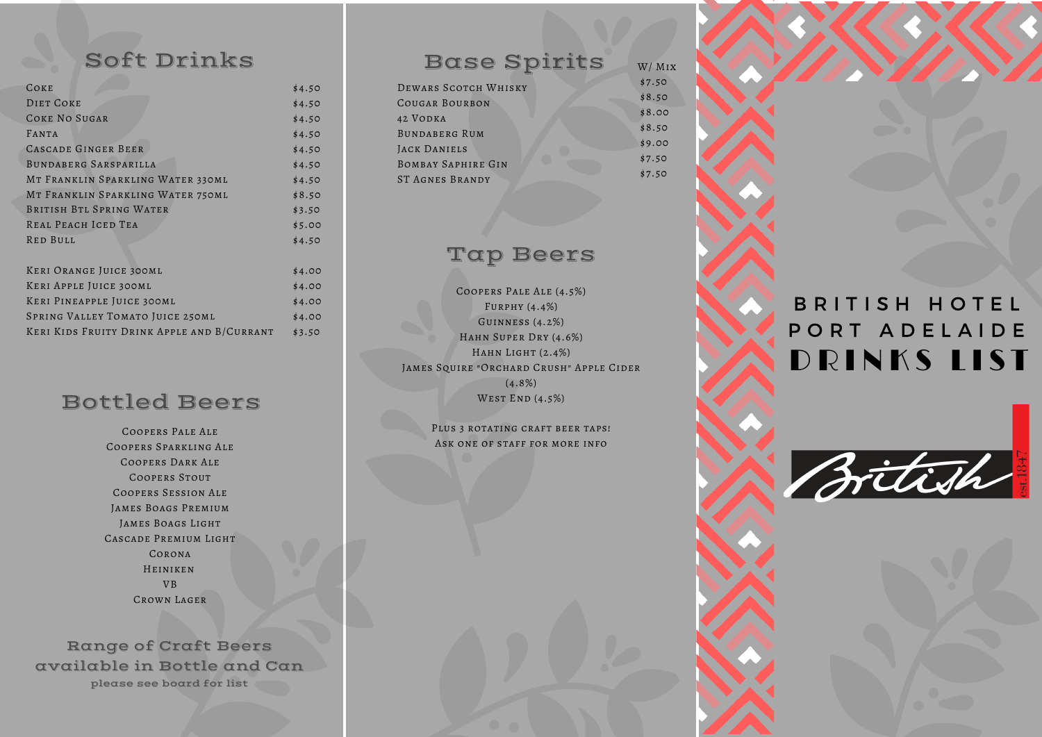# British Hotel Port Adelaide Drinks List

British est.1847

## Soft Drinks

| Item | Price |
| --- | --- |
| Coke | $4.50 |
| Diet Coke | $4.50 |
| Coke No Sugar | $4.50 |
| Fanta | $4.50 |
| Cascade Ginger Beer | $4.50 |
| Bundaberg Sarsparilla | $4.50 |
| Mt Franklin Sparkling Water 330ml | $4.50 |
| Mt Franklin Sparkling Water 750ml | $8.50 |
| British Btl Spring Water | $3.50 |
| Real Peach Iced Tea | $5.00 |
| Red Bull | $4.50 |
| Keri Orange Juice 300ml | $4.00 |
| Keri Apple Juice 300ml | $4.00 |
| Keri Pineapple Juice 300ml | $4.00 |
| Spring Valley Tomato Juice 250ml | $4.00 |
| Keri Kids Fruity Drink Apple and B/Currant | $3.50 |

## Bottled Beers

Coopers Pale Ale
Coopers Sparkling Ale
Coopers Dark Ale
Coopers Stout
Coopers Session Ale
James Boags Premium
James Boags Light
Cascade Premium Light
Corona
Heineken
VB
Crown Lager

**Range of Craft Beers available in Bottle and Can**
please see board for list

## Base Spirits

| Spirit | W/ Mix |
| --- | --- |
| Dewars Scotch Whisky | $7.50 |
| Cougar Bourbon | $8.50 |
| 42 Vodka | $8.00 |
| Bundaberg Rum | $8.50 |
| Jack Daniels | $9.00 |
| Bombay Saphire Gin | $7.50 |
| ST Agnes Brandy | $7.50 |

## Tap Beers

Coopers Pale Ale (4.5%)
Furphy (4.4%)
Guinness (4.2%)
Hahn Super Dry (4.6%)
Hahn Light (2.4%)
James Squire "Orchard Crush" Apple Cider (4.8%)
West End (4.5%)

Plus 3 rotating craft beer taps!
Ask one of staff for more info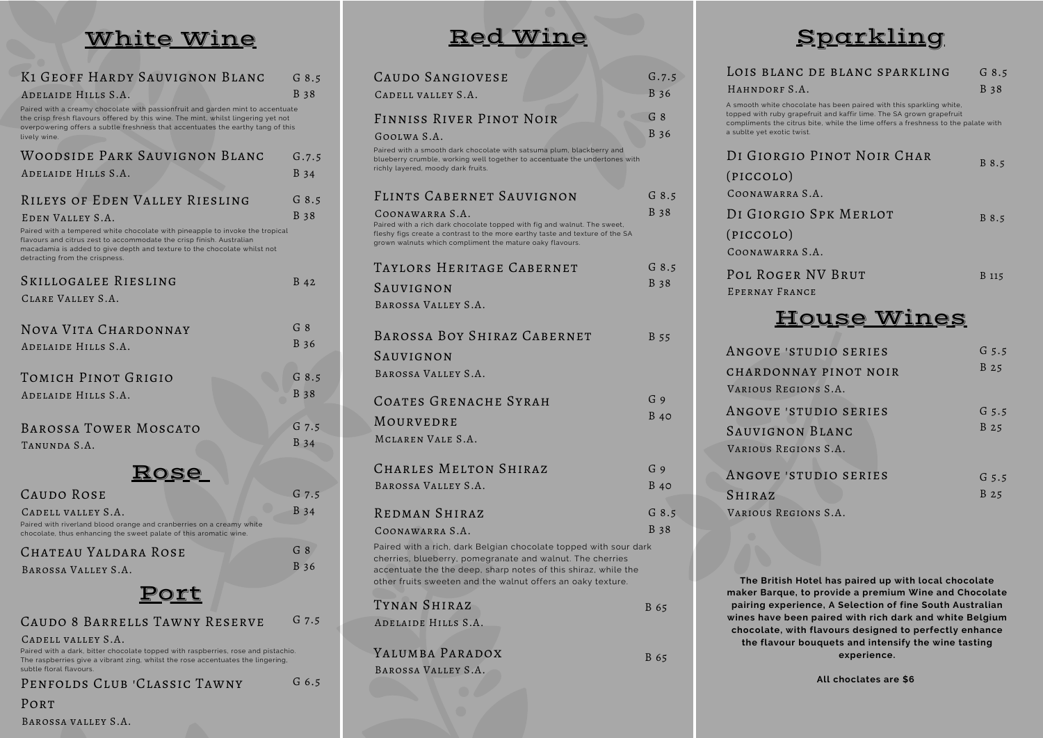# White Wine

**Ki Geoff Hardy Sauvignon Blanc** — G 8.5 / B 38
Adelaide Hills S.A.

Paired with a creamy chocolate with passionfruit and garden mint to accentuate the crisp fresh flavours offered by this wine. The mint, whilst lingering yet not overpowering offers a subtle freshness that accentuates the earthy tang of this lively wine.

**Woodside Park Sauvignon Blanc** — G.7.5 / B 34
Adelaide Hills S.A.

**Rileys of Eden Valley Riesling** — G 8.5 / B 38
Eden Valley S.A.

Paired with a tempered white chocolate with pineapple to invoke the tropical flavours and citrus zest to accommodate the crisp finish. Australian macadamia is added to give depth and texture to the chocolate whilst not detracting from the crispness.

**Skillogalee Riesling** — B 42
Clare Valley S.A.

**Nova Vita Chardonnay** — G 8 / B 36
Adelaide Hills S.A.

**Tomich Pinot Grigio** — G 8.5 / B 38
Adelaide Hills S.A.

**Barossa Tower Moscato** — G 7.5 / B 34
Tanunda S.A.

# Rose

**Caudo Rose** — G 7.5 / B 34
Cadell valley S.A.

Paired with riverland blood orange and cranberries on a creamy white chocolate, thus enhancing the sweet palate of this aromatic wine.

**Chateau Yaldara Rose** — G 8 / B 36
Barossa Valley S.A.

# Port

**Caudo 8 Barrells Tawny Reserve** — G 7.5
Cadell valley S.A.

Paired with a dark, bitter chocolate topped with raspberries, rose and pistachio. The raspberries give a vibrant zing, whilst the rose accentuates the lingering, subtle floral flavours.

**Penfolds Club 'Classic Tawny Port** — G 6.5
Barossa valley S.A.

# Red Wine

**Caudo Sangiovese** — G.7.5 / B 36
Cadell valley S.A.

**Finniss River Pinot Noir** — G 8 / B 36
Goolwa S.A.

Paired with a smooth dark chocolate with satsuma plum, blackberry and blueberry crumble, working well together to accentuate the undertones with richly layered, moody dark fruits.

**Flints Cabernet Sauvignon** — G 8.5 / B 38
Coonawarra S.A.

Paired with a rich dark chocolate topped with fig and walnut. The sweet, fleshy figs create a contrast to the more earthy taste and texture of the SA grown walnuts which compliment the mature oaky flavours.

**Taylors Heritage Cabernet Sauvignon** — G 8.5 / B 38
Barossa Valley S.A.

**Barossa Boy Shiraz Cabernet Sauvignon** — B 55
Barossa Valley S.A.

**Coates Grenache Syrah Mourvedre** — G 9 / B 40
McLaren Vale S.A.

**Charles Melton Shiraz** — G 9 / B 40
Barossa Valley S.A.

**Redman Shiraz** — G 8.5 / B 38
Coonawarra S.A.

Paired with a rich, dark Belgian chocolate topped with sour dark cherries, blueberry, pomegranate and walnut. The cherries accentuate the the deep, sharp notes of this shiraz, while the other fruits sweeten and the walnut offers an oaky texture.

**Tynan Shiraz** — B 65
Adelaide Hills S.A.

**Yalumba Paradox** — B 65
Barossa Valley S.A.

# Sparkling

**Lois Blanc de Blanc Sparkling** — G 8.5 / B 38
Hahndorf S.A.

A smooth white chocolate has been paired with this sparkling white, topped with ruby grapefruit and kaffir lime. The SA grown grapefruit compliments the citrus bite, while the lime offers a freshness to the palate with a sublte yet exotic twist.

**Di Giorgio Pinot Noir Char (piccolo)** — B 8.5
Coonawarra S.A.

**Di Giorgio Spk Merlot (piccolo)** — B 8.5
Coonawarra S.A.

**Pol Roger NV Brut** — B 115
Epernay France

# House Wines

**Angove 'Studio Series Chardonnay Pinot Noir** — G 5.5 / B 25
Various Regions S.A.

**Angove 'Studio Series Sauvignon Blanc** — G 5.5 / B 25
Various Regions S.A.

**Angove 'Studio Series Shiraz** — G 5.5 / B 25
Various Regions S.A.

**The British Hotel has paired up with local chocolate maker Barque, to provide a premium Wine and Chocolate pairing experience, A Selection of fine South Australian wines have been paired with rich dark and white Belgium chocolate, with flavours designed to perfectly enhance the flavour bouquets and intensify the wine tasting experience.**

**All choclates are $6**